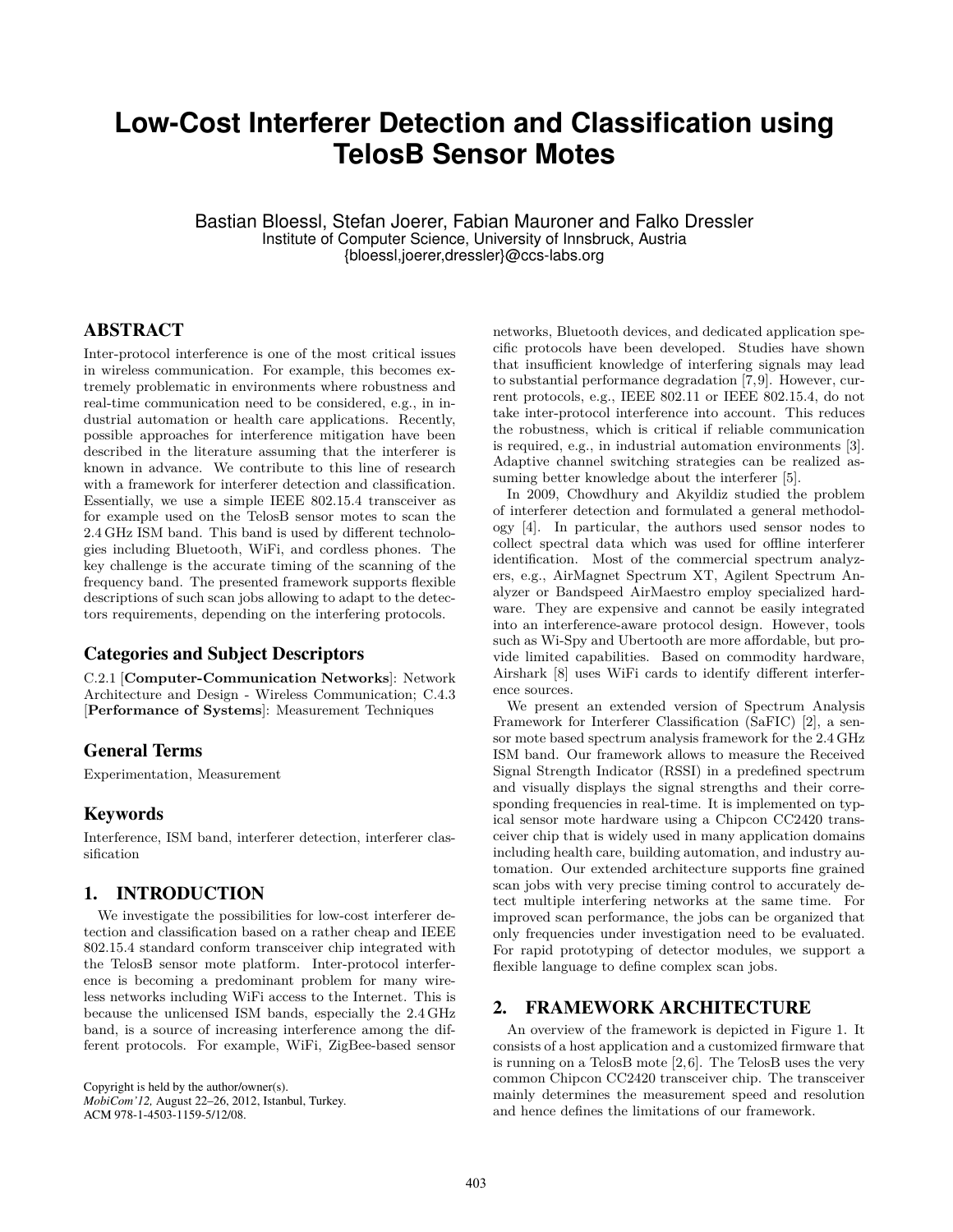# Low-Cost Interferer Detection and Classification using TelosB Sensor Motes

Bastian Bloessl, Stefan Joerer, Fabian Mauroner and Falko Dressler
Institute of Computer Science, University of Innsbruck, Austria
{bloessl,joerer,dressler}@ccs-labs.org

## ABSTRACT

Inter-protocol interference is one of the most critical issues in wireless communication. For example, this becomes extremely problematic in environments where robustness and real-time communication need to be considered, e.g., in industrial automation or health care applications. Recently, possible approaches for interference mitigation have been described in the literature assuming that the interferer is known in advance. We contribute to this line of research with a framework for interferer detection and classification. Essentially, we use a simple IEEE 802.15.4 transceiver as for example used on the TelosB sensor motes to scan the 2.4 GHz ISM band. This band is used by different technologies including Bluetooth, WiFi, and cordless phones. The key challenge is the accurate timing of the scanning of the frequency band. The presented framework supports flexible descriptions of such scan jobs allowing to adapt to the detectors requirements, depending on the interfering protocols.

### Categories and Subject Descriptors

C.2.1 [**Computer-Communication Networks**]: Network Architecture and Design - Wireless Communication; C.4.3 [**Performance of Systems**]: Measurement Techniques

### General Terms

Experimentation, Measurement

### Keywords

Interference, ISM band, interferer detection, interferer classification

## 1. INTRODUCTION

We investigate the possibilities for low-cost interferer detection and classification based on a rather cheap and IEEE 802.15.4 standard conform transceiver chip integrated with the TelosB sensor mote platform. Inter-protocol interference is becoming a predominant problem for many wireless networks including WiFi access to the Internet. This is because the unlicensed ISM bands, especially the 2.4 GHz band, is a source of increasing interference among the different protocols. For example, WiFi, ZigBee-based sensor networks, Bluetooth devices, and dedicated application specific protocols have been developed. Studies have shown that insufficient knowledge of interfering signals may lead to substantial performance degradation [7,9]. However, current protocols, e.g., IEEE 802.11 or IEEE 802.15.4, do not take inter-protocol interference into account. This reduces the robustness, which is critical if reliable communication is required, e.g., in industrial automation environments [3]. Adaptive channel switching strategies can be realized assuming better knowledge about the interferer [5].

In 2009, Chowdhury and Akyildiz studied the problem of interferer detection and formulated a general methodology [4]. In particular, the authors used sensor nodes to collect spectral data which was used for offline interferer identification. Most of the commercial spectrum analyzers, e.g., AirMagnet Spectrum XT, Agilent Spectrum Analyzer or Bandspeed AirMaestro employ specialized hardware. They are expensive and cannot be easily integrated into an interference-aware protocol design. However, tools such as Wi-Spy and Ubertooth are more affordable, but provide limited capabilities. Based on commodity hardware, Airshark [8] uses WiFi cards to identify different interference sources.

We present an extended version of Spectrum Analysis Framework for Interferer Classification (SaFIC) [2], a sensor mote based spectrum analysis framework for the 2.4 GHz ISM band. Our framework allows to measure the Received Signal Strength Indicator (RSSI) in a predefined spectrum and visually displays the signal strengths and their corresponding frequencies in real-time. It is implemented on typical sensor mote hardware using a Chipcon CC2420 transceiver chip that is widely used in many application domains including health care, building automation, and industry automation. Our extended architecture supports fine grained scan jobs with very precise timing control to accurately detect multiple interfering networks at the same time. For improved scan performance, the jobs can be organized that only frequencies under investigation need to be evaluated. For rapid prototyping of detector modules, we support a flexible language to define complex scan jobs.

## 2. FRAMEWORK ARCHITECTURE

An overview of the framework is depicted in Figure 1. It consists of a host application and a customized firmware that is running on a TelosB mote [2,6]. The TelosB uses the very common Chipcon CC2420 transceiver chip. The transceiver mainly determines the measurement speed and resolution and hence defines the limitations of our framework.

Copyright is held by the author/owner(s).
*MobiCom'12,* August 22–26, 2012, Istanbul, Turkey.
ACM 978-1-4503-1159-5/12/08.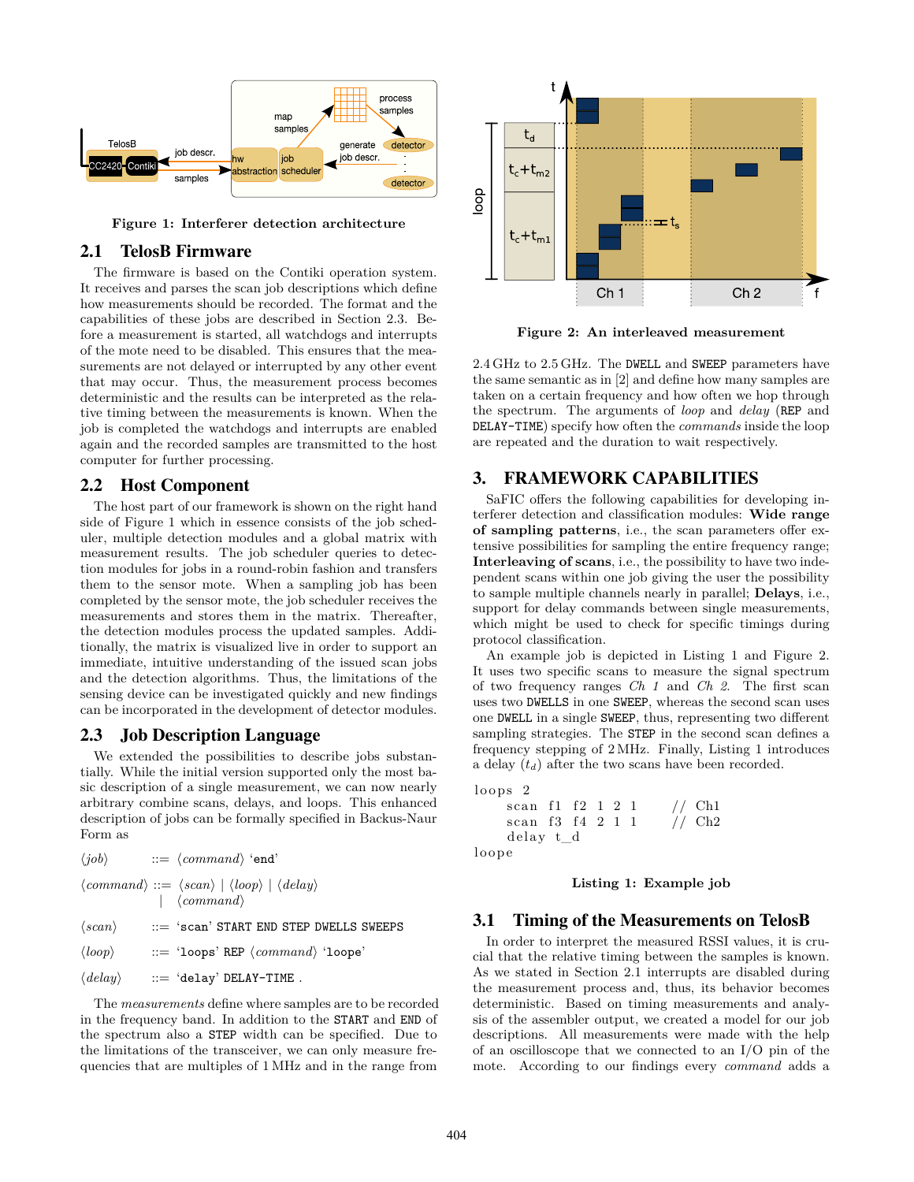TelosB

CC2420 Contiki

job descr.

samples

hw abstraction

job scheduler

map samples

generate job descr.

process samples

detector

detector

**Figure 1: Interferer detection architecture**

## 2.1 TelosB Firmware

The firmware is based on the Contiki operation system. It receives and parses the scan job descriptions which define how measurements should be recorded. The format and the capabilities of these jobs are described in Section 2.3. Before a measurement is started, all watchdogs and interrupts of the mote need to be disabled. This ensures that the measurements are not delayed or interrupted by any other event that may occur. Thus, the measurement process becomes deterministic and the results can be interpreted as the relative timing between the measurements is known. When the job is completed the watchdogs and interrupts are enabled again and the recorded samples are transmitted to the host computer for further processing.

## 2.2 Host Component

The host part of our framework is shown on the right hand side of Figure 1 which in essence consists of the job scheduler, multiple detection modules and a global matrix with measurement results. The job scheduler queries to detection modules for jobs in a round-robin fashion and transfers them to the sensor mote. When a sampling job has been completed by the sensor mote, the job scheduler receives the measurements and stores them in the matrix. Thereafter, the detection modules process the updated samples. Additionally, the matrix is visualized live in order to support an immediate, intuitive understanding of the issued scan jobs and the detection algorithms. Thus, the limitations of the sensing device can be investigated quickly and new findings can be incorporated in the development of detector modules.

## 2.3 Job Description Language

We extended the possibilities to describe jobs substantially. While the initial version supported only the most basic description of a single measurement, we can now nearly arbitrary combine scans, delays, and loops. This enhanced description of jobs can be formally specified in Backus-Naur Form as

$$\langle job \rangle ::= \langle command \rangle \ \text{'end'}$$

$$\langle command \rangle ::= \langle scan \rangle \mid \langle loop \rangle \mid \langle delay \rangle \mid \langle command \rangle$$

$$\langle scan \rangle ::= \text{'scan' START END STEP DWELLS SWEEPS}$$

$$\langle loop \rangle ::= \text{'loops' REP } \langle command \rangle \text{ 'loope'}$$

$$\langle delay \rangle ::= \text{'delay' DELAY-TIME .}$$

The *measurements* define where samples are to be recorded in the frequency band. In addition to the `START` and `END` of the spectrum also a `STEP` width can be specified. Due to the limitations of the transceiver, we can only measure frequencies that are multiples of 1 MHz and in the range from 2.4 GHz to 2.5 GHz. The `DWELL` and `SWEEP` parameters have the same semantic as in [2] and define how many samples are taken on a certain frequency and how often we hop through the spectrum. The arguments of *loop* and *delay* (`REP` and `DELAY-TIME`) specify how often the *commands* inside the loop are repeated and the duration to wait respectively.

t

loop

$t_d$

$t_c+t_{m2}$

$t_c+t_{m1}$

$t_s$

Ch 1

Ch 2

f

**Figure 2: An interleaved measurement**

# 3. FRAMEWORK CAPABILITIES

SaFIC offers the following capabilities for developing interferer detection and classification modules: **Wide range of sampling patterns**, i.e., the scan parameters offer extensive possibilities for sampling the entire frequency range; **Interleaving of scans**, i.e., the possibility to have two independent scans within one job giving the user the possibility to sample multiple channels nearly in parallel; **Delays**, i.e., support for delay commands between single measurements, which might be used to check for specific timings during protocol classification.

An example job is depicted in Listing 1 and Figure 2. It uses two specific scans to measure the signal spectrum of two frequency ranges *Ch 1* and *Ch 2*. The first scan uses two `DWELLS` in one `SWEEP`, whereas the second scan uses one `DWELL` in a single `SWEEP`, thus, representing two different sampling strategies. The `STEP` in the second scan defines a frequency stepping of 2 MHz. Finally, Listing 1 introduces a delay ($t_d$) after the two scans have been recorded.

```
loops 2
    scan f1 f2 1 2 1     // Ch1
    scan f3 f4 2 1 1     // Ch2
    delay t_d
loope
```

**Listing 1: Example job**

## 3.1 Timing of the Measurements on TelosB

In order to interpret the measured RSSI values, it is crucial that the relative timing between the samples is known. As we stated in Section 2.1 interrupts are disabled during the measurement process and, thus, its behavior becomes deterministic. Based on timing measurements and analysis of the assembler output, we created a model for our job descriptions. All measurements were made with the help of an oscilloscope that we connected to an I/O pin of the mote. According to our findings every *command* adds a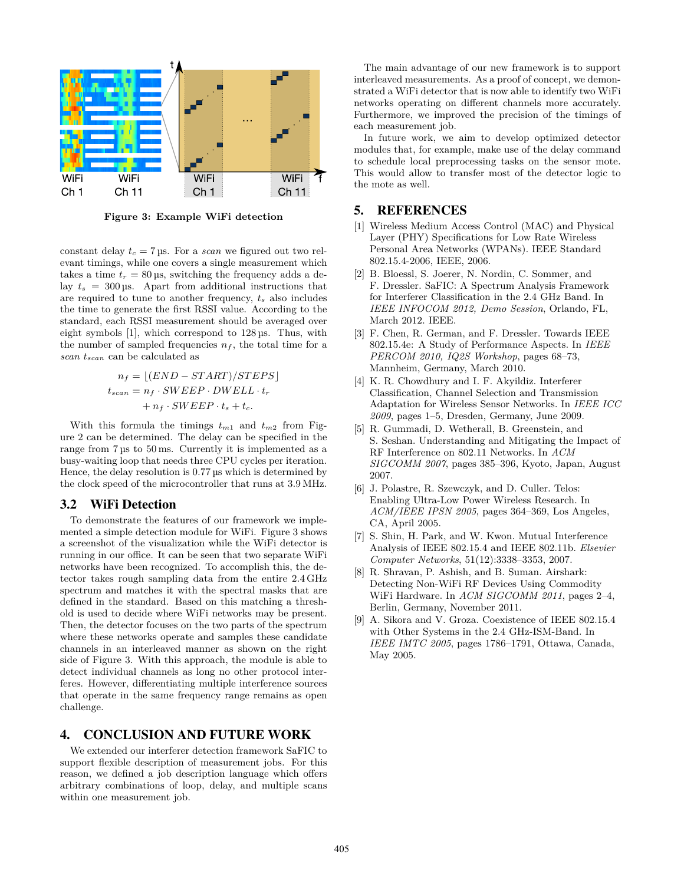WiFi
Ch 1

WiFi
Ch 11

t

f

WiFi
Ch 1

WiFi
Ch 11

...

**Figure 3: Example WiFi detection**

constant delay $t_c = 7\,\mu s$. For a *scan* we figured out two relevant timings, while one covers a single measurement which takes a time $t_r = 80\,\mu s$, switching the frequency adds a delay $t_s = 300\,\mu s$. Apart from additional instructions that are required to tune to another frequency, $t_s$ also includes the time to generate the first RSSI value. According to the standard, each RSSI measurement should be averaged over eight symbols [1], which correspond to 128 µs. Thus, with the number of sampled frequencies $n_f$, the total time for a *scan* $t_{scan}$ can be calculated as

$$n_f = \lfloor (END - START)/STEPS \rfloor$$
$$t_{scan} = n_f \cdot SWEEP \cdot DWELL \cdot t_r + n_f \cdot SWEEP \cdot t_s + t_c.$$

With this formula the timings $t_{m1}$ and $t_{m2}$ from Figure 2 can be determined. The delay can be specified in the range from 7 µs to 50 ms. Currently it is implemented as a busy-waiting loop that needs three CPU cycles per iteration. Hence, the delay resolution is 0.77 µs which is determined by the clock speed of the microcontroller that runs at 3.9 MHz.

## 3.2 WiFi Detection

To demonstrate the features of our framework we implemented a simple detection module for WiFi. Figure 3 shows a screenshot of the visualization while the WiFi detector is running in our office. It can be seen that two separate WiFi networks have been recognized. To accomplish this, the detector takes rough sampling data from the entire 2.4 GHz spectrum and matches it with the spectral masks that are defined in the standard. Based on this matching a threshold is used to decide where WiFi networks may be present. Then, the detector focuses on the two parts of the spectrum where these networks operate and samples these candidate channels in an interleaved manner as shown on the right side of Figure 3. With this approach, the module is able to detect individual channels as long no other protocol interferes. However, differentiating multiple interference sources that operate in the same frequency range remains as open challenge.

# 4. CONCLUSION AND FUTURE WORK

We extended our interferer detection framework SaFIC to support flexible description of measurement jobs. For this reason, we defined a job description language which offers arbitrary combinations of loop, delay, and multiple scans within one measurement job.

The main advantage of our new framework is to support interleaved measurements. As a proof of concept, we demonstrated a WiFi detector that is now able to identify two WiFi networks operating on different channels more accurately. Furthermore, we improved the precision of the timings of each measurement job.

In future work, we aim to develop optimized detector modules that, for example, make use of the delay command to schedule local preprocessing tasks on the sensor mote. This would allow to transfer most of the detector logic to the mote as well.

# 5. REFERENCES

[1] Wireless Medium Access Control (MAC) and Physical Layer (PHY) Specifications for Low Rate Wireless Personal Area Networks (WPANs). IEEE Standard 802.15.4-2006, IEEE, 2006.

[2] B. Bloessl, S. Joerer, N. Nordin, C. Sommer, and F. Dressler. SaFIC: A Spectrum Analysis Framework for Interferer Classification in the 2.4 GHz Band. In *IEEE INFOCOM 2012, Demo Session*, Orlando, FL, March 2012. IEEE.

[3] F. Chen, R. German, and F. Dressler. Towards IEEE 802.15.4e: A Study of Performance Aspects. In *IEEE PERCOM 2010, IQ2S Workshop*, pages 68–73, Mannheim, Germany, March 2010.

[4] K. R. Chowdhury and I. F. Akyildiz. Interferer Classification, Channel Selection and Transmission Adaptation for Wireless Sensor Networks. In *IEEE ICC 2009*, pages 1–5, Dresden, Germany, June 2009.

[5] R. Gummadi, D. Wetherall, B. Greenstein, and S. Seshan. Understanding and Mitigating the Impact of RF Interference on 802.11 Networks. In *ACM SIGCOMM 2007*, pages 385–396, Kyoto, Japan, August 2007.

[6] J. Polastre, R. Szewczyk, and D. Culler. Telos: Enabling Ultra-Low Power Wireless Research. In *ACM/IEEE IPSN 2005*, pages 364–369, Los Angeles, CA, April 2005.

[7] S. Shin, H. Park, and W. Kwon. Mutual Interference Analysis of IEEE 802.15.4 and IEEE 802.11b. *Elsevier Computer Networks*, 51(12):3338–3353, 2007.

[8] R. Shravan, P. Ashish, and B. Suman. Airshark: Detecting Non-WiFi RF Devices Using Commodity WiFi Hardware. In *ACM SIGCOMM 2011*, pages 2–4, Berlin, Germany, November 2011.

[9] A. Sikora and V. Groza. Coexistence of IEEE 802.15.4 with Other Systems in the 2.4 GHz-ISM-Band. In *IEEE IMTC 2005*, pages 1786–1791, Ottawa, Canada, May 2005.